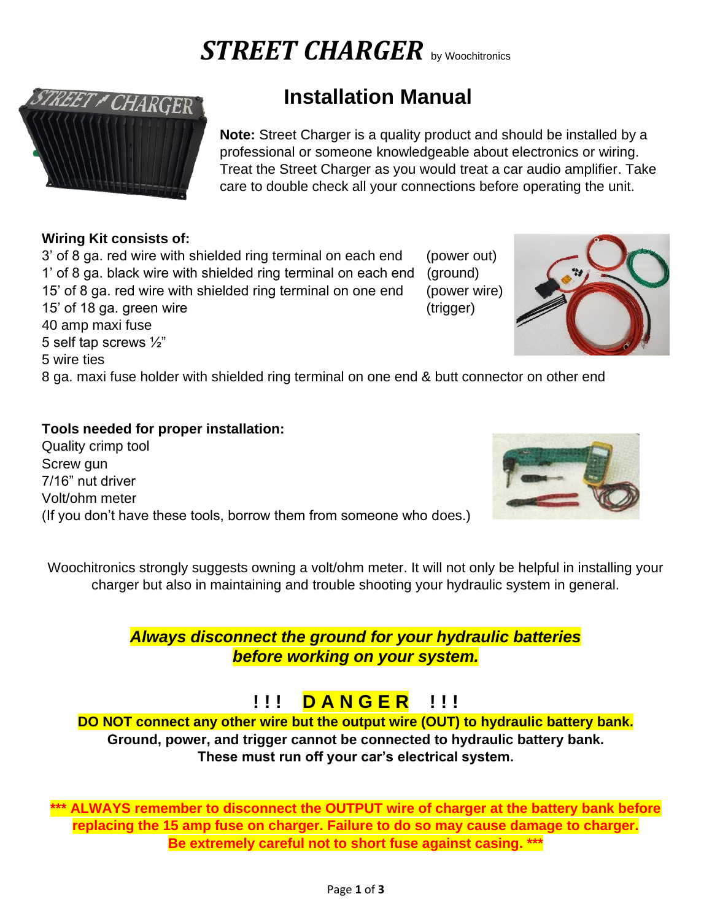# *STREET CHARGER* by Woochitronics

## Installation Manual

**Note:** Street Charger is a quality product and should be installed by a professional or someone knowledgeable about electronics or wiring. Treat the Street Charger as you would treat a car audio amplifier. Take care to double check all your connections before operating the unit.

**Wiring Kit consists of:**

3' of 8 ga. red wire with shielded ring terminal on each end (power out)
1' of 8 ga. black wire with shielded ring terminal on each end (ground)
15' of 8 ga. red wire with shielded ring terminal on one end (power wire)
15' of 18 ga. green wire (trigger)
40 amp maxi fuse
5 self tap screws ½"
5 wire ties
8 ga. maxi fuse holder with shielded ring terminal on one end & butt connector on other end

**Tools needed for proper installation:**

Quality crimp tool
Screw gun
7/16" nut driver
Volt/ohm meter
(If you don't have these tools, borrow them from someone who does.)

Woochitronics strongly suggests owning a volt/ohm meter. It will not only be helpful in installing your charger but also in maintaining and trouble shooting your hydraulic system in general.

***Always disconnect the ground for your hydraulic batteries before working on your system.***

**! ! !   D A N G E R   ! ! !**

**DO NOT connect any other wire but the output wire (OUT) to hydraulic battery bank.**
**Ground, power, and trigger cannot be connected to hydraulic battery bank.**
**These must run off your car's electrical system.**

**\*\*\* ALWAYS remember to disconnect the OUTPUT wire of charger at the battery bank before replacing the 15 amp fuse on charger. Failure to do so may cause damage to charger. Be extremely careful not to short fuse against casing. \*\*\***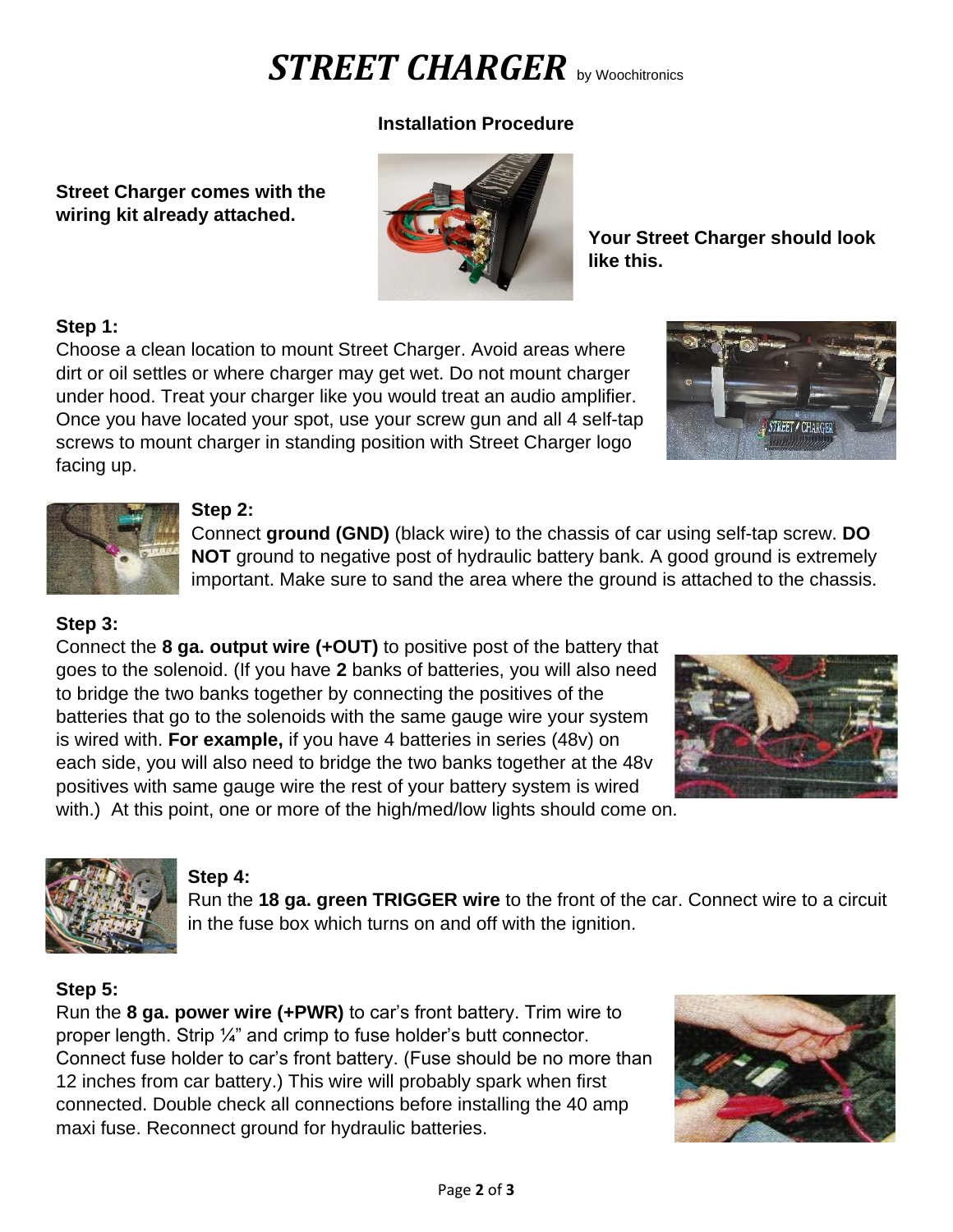# *STREET CHARGER* by Woochitronics

## Installation Procedure

**Street Charger comes with the wiring kit already attached.**

**Your Street Charger should look like this.**

**Step 1:**
Choose a clean location to mount Street Charger. Avoid areas where dirt or oil settles or where charger may get wet. Do not mount charger under hood. Treat your charger like you would treat an audio amplifier. Once you have located your spot, use your screw gun and all 4 self-tap screws to mount charger in standing position with Street Charger logo facing up.

**Step 2:**
Connect **ground (GND)** (black wire) to the chassis of car using self-tap screw. **DO NOT** ground to negative post of hydraulic battery bank. A good ground is extremely important. Make sure to sand the area where the ground is attached to the chassis.

**Step 3:**
Connect the **8 ga. output wire (+OUT)** to positive post of the battery that goes to the solenoid. (If you have **2** banks of batteries, you will also need to bridge the two banks together by connecting the positives of the batteries that go to the solenoids with the same gauge wire your system is wired with. **For example,** if you have 4 batteries in series (48v) on each side, you will also need to bridge the two banks together at the 48v positives with same gauge wire the rest of your battery system is wired with.) At this point, one or more of the high/med/low lights should come on.

**Step 4:**
Run the **18 ga. green TRIGGER wire** to the front of the car. Connect wire to a circuit in the fuse box which turns on and off with the ignition.

**Step 5:**
Run the **8 ga. power wire (+PWR)** to car's front battery. Trim wire to proper length. Strip ¼" and crimp to fuse holder's butt connector. Connect fuse holder to car's front battery. (Fuse should be no more than 12 inches from car battery.) This wire will probably spark when first connected. Double check all connections before installing the 40 amp maxi fuse. Reconnect ground for hydraulic batteries.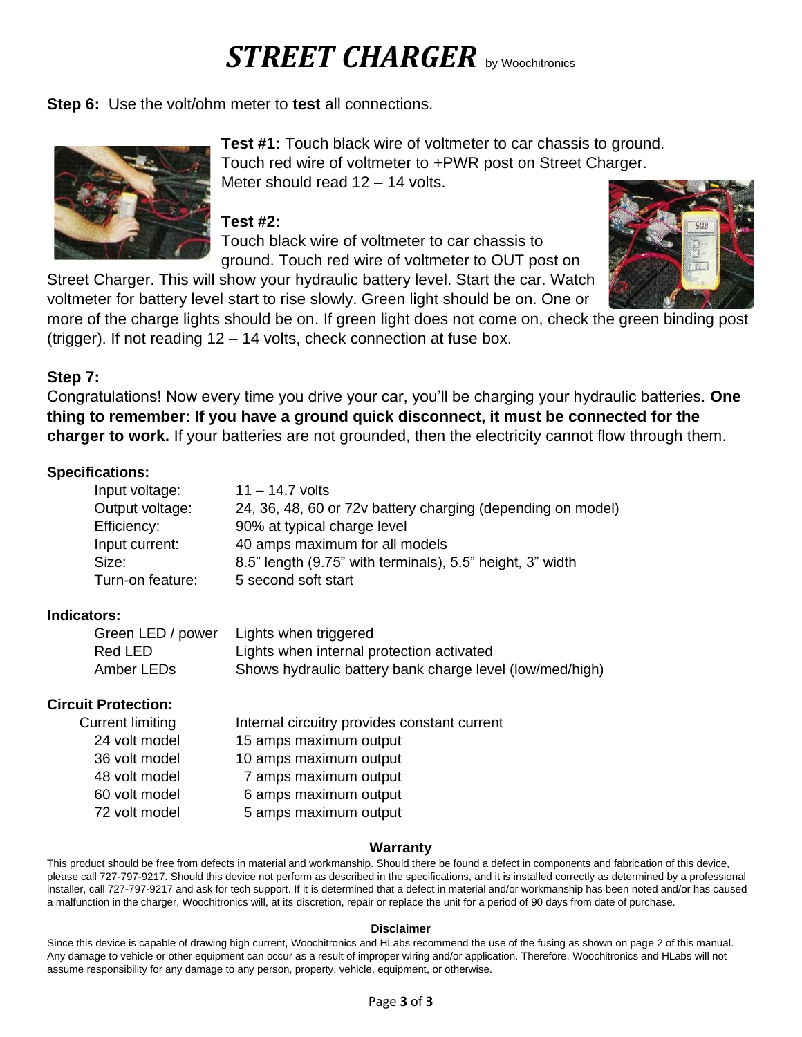# ***STREET CHARGER*** by Woochitronics

**Step 6:** Use the volt/ohm meter to **test** all connections.

**Test #1:** Touch black wire of voltmeter to car chassis to ground. Touch red wire of voltmeter to +PWR post on Street Charger. Meter should read 12 – 14 volts.

**Test #2:**
Touch black wire of voltmeter to car chassis to ground. Touch red wire of voltmeter to OUT post on Street Charger. This will show your hydraulic battery level. Start the car. Watch voltmeter for battery level start to rise slowly. Green light should be on. One or more of the charge lights should be on. If green light does not come on, check the green binding post (trigger). If not reading 12 – 14 volts, check connection at fuse box.

**Step 7:**
Congratulations! Now every time you drive your car, you'll be charging your hydraulic batteries. **One thing to remember: If you have a ground quick disconnect, it must be connected for the charger to work.** If your batteries are not grounded, then the electricity cannot flow through them.

**Specifications:**

| | |
|---|---|
| Input voltage: | 11 – 14.7 volts |
| Output voltage: | 24, 36, 48, 60 or 72v battery charging (depending on model) |
| Efficiency: | 90% at typical charge level |
| Input current: | 40 amps maximum for all models |
| Size: | 8.5" length (9.75" with terminals), 5.5" height, 3" width |
| Turn-on feature: | 5 second soft start |

**Indicators:**

| | |
|---|---|
| Green LED / power | Lights when triggered |
| Red LED | Lights when internal protection activated |
| Amber LEDs | Shows hydraulic battery bank charge level (low/med/high) |

**Circuit Protection:**

| | |
|---|---|
| Current limiting | Internal circuitry provides constant current |
| 24 volt model | 15 amps maximum output |
| 36 volt model | 10 amps maximum output |
| 48 volt model | 7 amps maximum output |
| 60 volt model | 6 amps maximum output |
| 72 volt model | 5 amps maximum output |

### Warranty

This product should be free from defects in material and workmanship. Should there be found a defect in components and fabrication of this device, please call 727-797-9217. Should this device not perform as described in the specifications, and it is installed correctly as determined by a professional installer, call 727-797-9217 and ask for tech support. If it is determined that a defect in material and/or workmanship has been noted and/or has caused a malfunction in the charger, Woochitronics will, at its discretion, repair or replace the unit for a period of 90 days from date of purchase.

#### Disclaimer

Since this device is capable of drawing high current, Woochitronics and HLabs recommend the use of the fusing as shown on page 2 of this manual. Any damage to vehicle or other equipment can occur as a result of improper wiring and/or application. Therefore, Woochitronics and HLabs will not assume responsibility for any damage to any person, property, vehicle, equipment, or otherwise.